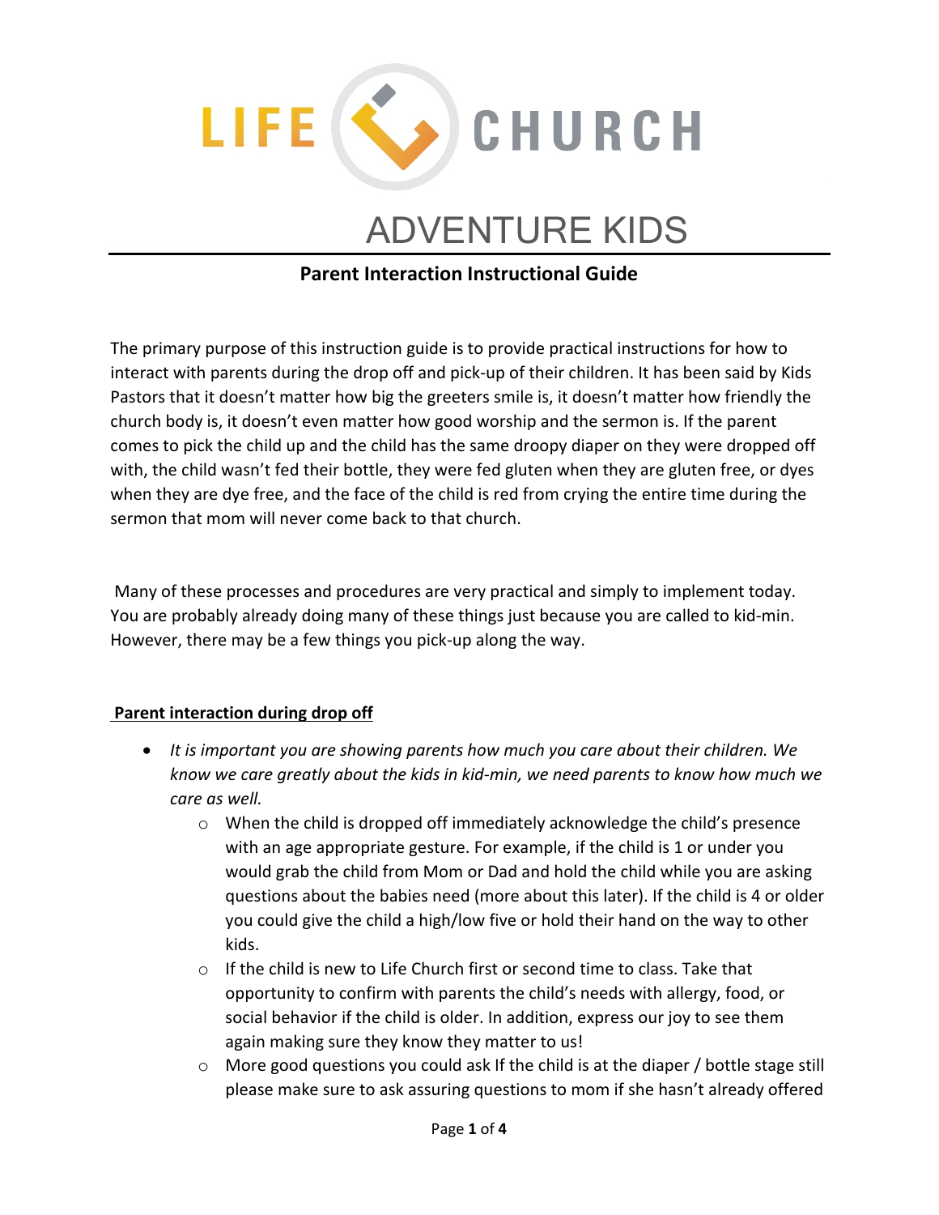LIFE CHURCH

# ADVENTURE KIDS

## Parent Interaction Instructional Guide

The primary purpose of this instruction guide is to provide practical instructions for how to interact with parents during the drop off and pick-up of their children. It has been said by Kids Pastors that it doesn't matter how big the greeters smile is, it doesn't matter how friendly the church body is, it doesn't even matter how good worship and the sermon is. If the parent comes to pick the child up and the child has the same droopy diaper on they were dropped off with, the child wasn't fed their bottle, they were fed gluten when they are gluten free, or dyes when they are dye free, and the face of the child is red from crying the entire time during the sermon that mom will never come back to that church.

Many of these processes and procedures are very practical and simply to implement today. You are probably already doing many of these things just because you are called to kid-min. However, there may be a few things you pick-up along the way.

**Parent interaction during drop off**

- *It is important you are showing parents how much you care about their children. We know we care greatly about the kids in kid-min, we need parents to know how much we care as well.*
    - When the child is dropped off immediately acknowledge the child's presence with an age appropriate gesture. For example, if the child is 1 or under you would grab the child from Mom or Dad and hold the child while you are asking questions about the babies need (more about this later). If the child is 4 or older you could give the child a high/low five or hold their hand on the way to other kids.
    - If the child is new to Life Church first or second time to class. Take that opportunity to confirm with parents the child's needs with allergy, food, or social behavior if the child is older. In addition, express our joy to see them again making sure they know they matter to us!
    - More good questions you could ask If the child is at the diaper / bottle stage still please make sure to ask assuring questions to mom if she hasn't already offered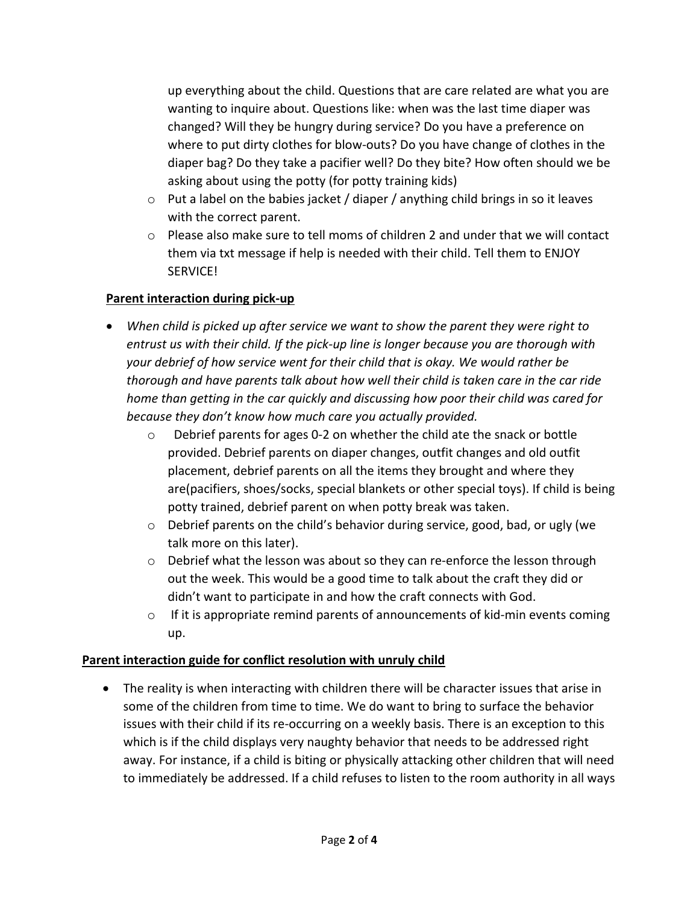up everything about the child. Questions that are care related are what you are wanting to inquire about. Questions like: when was the last time diaper was changed? Will they be hungry during service? Do you have a preference on where to put dirty clothes for blow-outs? Do you have change of clothes in the diaper bag? Do they take a pacifier well? Do they bite? How often should we be asking about using the potty (for potty training kids)

- Put a label on the babies jacket / diaper / anything child brings in so it leaves with the correct parent.
- Please also make sure to tell moms of children 2 and under that we will contact them via txt message if help is needed with their child. Tell them to ENJOY SERVICE!

**<u>Parent interaction during pick-up</u>**

- *When child is picked up after service we want to show the parent they were right to entrust us with their child. If the pick-up line is longer because you are thorough with your debrief of how service went for their child that is okay. We would rather be thorough and have parents talk about how well their child is taken care in the car ride home than getting in the car quickly and discussing how poor their child was cared for because they don't know how much care you actually provided.*
  - Debrief parents for ages 0-2 on whether the child ate the snack or bottle provided. Debrief parents on diaper changes, outfit changes and old outfit placement, debrief parents on all the items they brought and where they are(pacifiers, shoes/socks, special blankets or other special toys). If child is being potty trained, debrief parent on when potty break was taken.
  - Debrief parents on the child's behavior during service, good, bad, or ugly (we talk more on this later).
  - Debrief what the lesson was about so they can re-enforce the lesson through out the week. This would be a good time to talk about the craft they did or didn't want to participate in and how the craft connects with God.
  - If it is appropriate remind parents of announcements of kid-min events coming up.

**<u>Parent interaction guide for conflict resolution with unruly child</u>**

- The reality is when interacting with children there will be character issues that arise in some of the children from time to time. We do want to bring to surface the behavior issues with their child if its re-occurring on a weekly basis. There is an exception to this which is if the child displays very naughty behavior that needs to be addressed right away. For instance, if a child is biting or physically attacking other children that will need to immediately be addressed. If a child refuses to listen to the room authority in all ways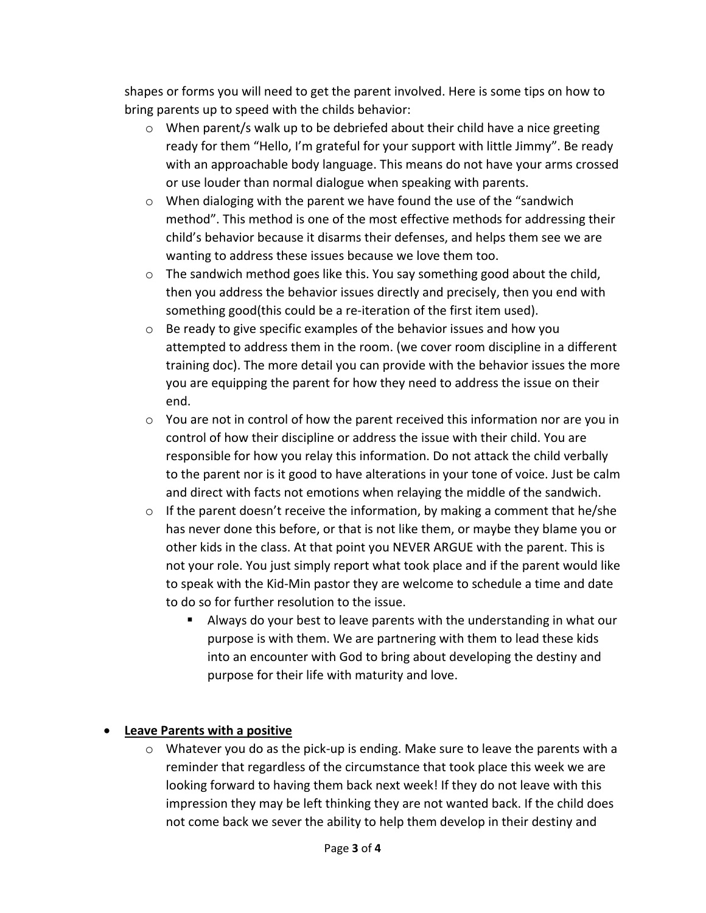shapes or forms you will need to get the parent involved. Here is some tips on how to bring parents up to speed with the childs behavior:

- When parent/s walk up to be debriefed about their child have a nice greeting ready for them "Hello, I'm grateful for your support with little Jimmy". Be ready with an approachable body language. This means do not have your arms crossed or use louder than normal dialogue when speaking with parents.
- When dialoging with the parent we have found the use of the "sandwich method". This method is one of the most effective methods for addressing their child's behavior because it disarms their defenses, and helps them see we are wanting to address these issues because we love them too.
- The sandwich method goes like this. You say something good about the child, then you address the behavior issues directly and precisely, then you end with something good(this could be a re-iteration of the first item used).
- Be ready to give specific examples of the behavior issues and how you attempted to address them in the room. (we cover room discipline in a different training doc). The more detail you can provide with the behavior issues the more you are equipping the parent for how they need to address the issue on their end.
- You are not in control of how the parent received this information nor are you in control of how their discipline or address the issue with their child. You are responsible for how you relay this information. Do not attack the child verbally to the parent nor is it good to have alterations in your tone of voice. Just be calm and direct with facts not emotions when relaying the middle of the sandwich.
- If the parent doesn't receive the information, by making a comment that he/she has never done this before, or that is not like them, or maybe they blame you or other kids in the class. At that point you NEVER ARGUE with the parent. This is not your role. You just simply report what took place and if the parent would like to speak with the Kid-Min pastor they are welcome to schedule a time and date to do so for further resolution to the issue.
  - Always do your best to leave parents with the understanding in what our purpose is with them. We are partnering with them to lead these kids into an encounter with God to bring about developing the destiny and purpose for their life with maturity and love.

- **<u>Leave Parents with a positive</u>**
  - Whatever you do as the pick-up is ending. Make sure to leave the parents with a reminder that regardless of the circumstance that took place this week we are looking forward to having them back next week! If they do not leave with this impression they may be left thinking they are not wanted back. If the child does not come back we sever the ability to help them develop in their destiny and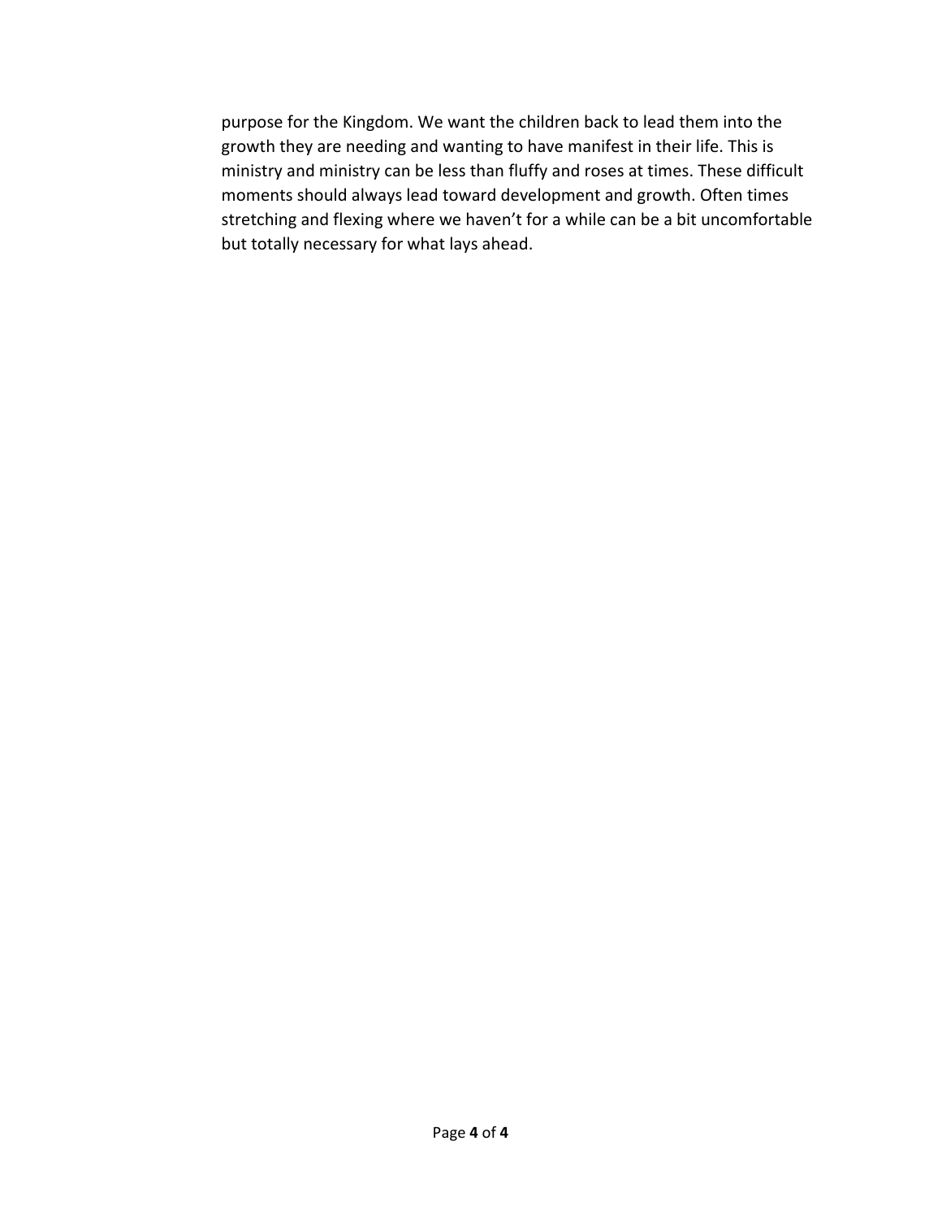purpose for the Kingdom. We want the children back to lead them into the growth they are needing and wanting to have manifest in their life. This is ministry and ministry can be less than fluffy and roses at times. These difficult moments should always lead toward development and growth. Often times stretching and flexing where we haven't for a while can be a bit uncomfortable but totally necessary for what lays ahead.